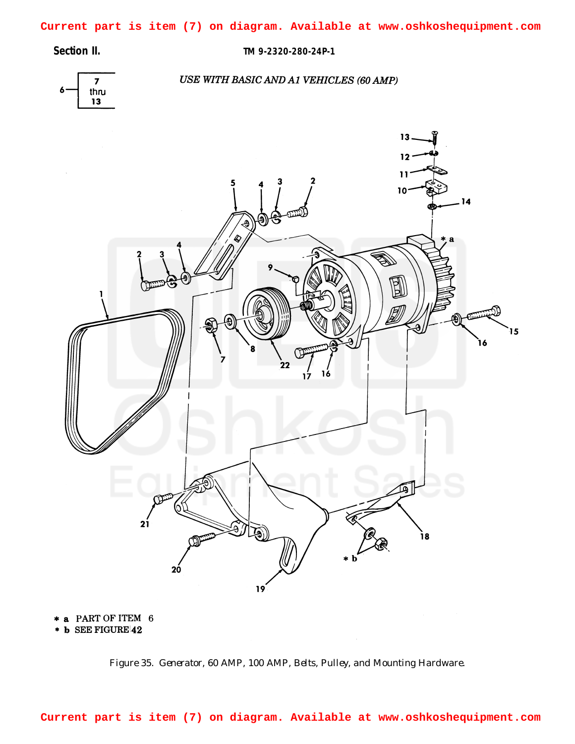Current part is item (7) on diagram. Available at www.oshkoshequipment.com

Section II. TM 9-2320-280-24P-1

6 — 7 thru 13

*USE WITH BASIC AND A1 VEHICLES (60 AMP)*

\* a PART OF ITEM 6

\* b SEE FIGURE 42

Figure 35. Generator, 60 AMP, 100 AMP, Belts, Pulley, and Mounting Hardware.

Current part is item (7) on diagram. Available at www.oshkoshequipment.com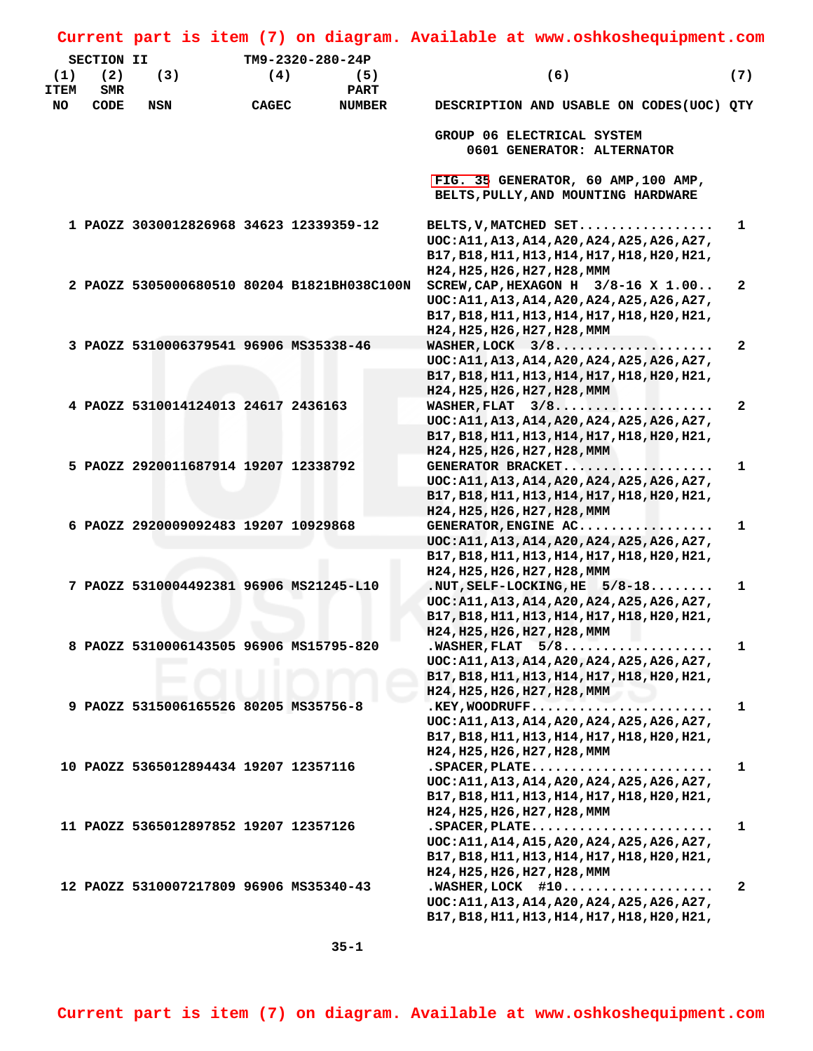Current part is item (7) on diagram. Available at www.oshkoshequipment.com

SECTION II TM9-2320-280-24P

| (1) ITEM NO | (2) SMR CODE | (3) NSN | (4) CAGEC | (5) PART NUMBER | (6) DESCRIPTION AND USABLE ON CODES(UOC) | (7) QTY |
|---|---|---|---|---|---|---|
| | | | | | GROUP 06 ELECTRICAL SYSTEM 0601 GENERATOR: ALTERNATOR | |
| | | | | | FIG. 35 GENERATOR, 60 AMP,100 AMP, BELTS,PULLY,AND MOUNTING HARDWARE | |
| 1 | PAOZZ | 3030012826968 | 34623 | 12339359-12 | BELTS,V,MATCHED SET................. UOC:A11,A13,A14,A20,A24,A25,A26,A27, B17,B18,H11,H13,H14,H17,H18,H20,H21, H24,H25,H26,H27,H28,MMM | 1 |
| 2 | PAOZZ | 5305000680510 | 80204 | B1821BH038C100N | SCREW,CAP,HEXAGON H 3/8-16 X 1.00.. UOC:A11,A13,A14,A20,A24,A25,A26,A27, B17,B18,H11,H13,H14,H17,H18,H20,H21, H24,H25,H26,H27,H28,MMM | 2 |
| 3 | PAOZZ | 5310006379541 | 96906 | MS35338-46 | WASHER,LOCK 3/8.................... UOC:A11,A13,A14,A20,A24,A25,A26,A27, B17,B18,H11,H13,H14,H17,H18,H20,H21, H24,H25,H26,H27,H28,MMM | 2 |
| 4 | PAOZZ | 5310014124013 | 24617 | 2436163 | WASHER,FLAT 3/8.................... UOC:A11,A13,A14,A20,A24,A25,A26,A27, B17,B18,H11,H13,H14,H17,H18,H20,H21, H24,H25,H26,H27,H28,MMM | 2 |
| 5 | PAOZZ | 2920011687914 | 19207 | 12338792 | GENERATOR BRACKET.................. UOC:A11,A13,A14,A20,A24,A25,A26,A27, B17,B18,H11,H13,H14,H17,H18,H20,H21, H24,H25,H26,H27,H28,MMM | 1 |
| 6 | PAOZZ | 2920009092483 | 19207 | 10929868 | GENERATOR,ENGINE AC................. UOC:A11,A13,A14,A20,A24,A25,A26,A27, B17,B18,H11,H13,H14,H17,H18,H20,H21, H24,H25,H26,H27,H28,MMM | 1 |
| 7 | PAOZZ | 5310004492381 | 96906 | MS21245-L10 | .NUT,SELF-LOCKING,HE 5/8-18........ UOC:A11,A13,A14,A20,A24,A25,A26,A27, B17,B18,H11,H13,H14,H17,H18,H20,H21, H24,H25,H26,H27,H28,MMM | 1 |
| 8 | PAOZZ | 5310006143505 | 96906 | MS15795-820 | .WASHER,FLAT 5/8.................. UOC:A11,A13,A14,A20,A24,A25,A26,A27, B17,B18,H11,H13,H14,H17,H18,H20,H21, H24,H25,H26,H27,H28,MMM | 1 |
| 9 | PAOZZ | 5315006165526 | 80205 | MS35756-8 | .KEY,WOODRUFF...................... UOC:A11,A13,A14,A20,A24,A25,A26,A27, B17,B18,H11,H13,H14,H17,H18,H20,H21, H24,H25,H26,H27,H28,MMM | 1 |
| 10 | PAOZZ | 5365012894434 | 19207 | 12357116 | .SPACER,PLATE...................... UOC:A11,A13,A14,A20,A24,A25,A26,A27, B17,B18,H11,H13,H14,H17,H18,H20,H21, H24,H25,H26,H27,H28,MMM | 1 |
| 11 | PAOZZ | 5365012897852 | 19207 | 12357126 | .SPACER,PLATE...................... UOC:A11,A14,A15,A20,A24,A25,A26,A27, B17,B18,H11,H13,H14,H17,H18,H20,H21, H24,H25,H26,H27,H28,MMM | 1 |
| 12 | PAOZZ | 5310007217809 | 96906 | MS35340-43 | .WASHER,LOCK #10.................. UOC:A11,A13,A14,A20,A24,A25,A26,A27, B17,B18,H11,H13,H14,H17,H18,H20,H21, | 2 |

Current part is item (7) on diagram. Available at www.oshkoshequipment.com